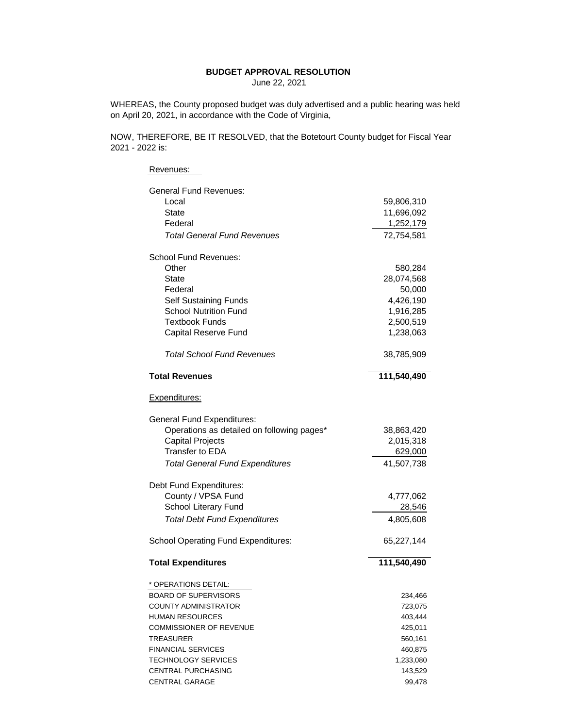**BUDGET APPROVAL RESOLUTION**

June 22, 2021

WHEREAS, the County proposed budget was duly advertised and a public hearing was held on April 20, 2021, in accordance with the Code of Virginia,

NOW, THEREFORE, BE IT RESOLVED, that the Botetourt County budget for Fiscal Year 2021 - 2022 is:

| Revenues: | |
|---|---|
| General Fund Revenues: | |
| Local | 59,806,310 |
| State | 11,696,092 |
| Federal | 1,252,179 |
| *Total General Fund Revenues* | 72,754,581 |
| School Fund Revenues: | |
| Other | 580,284 |
| State | 28,074,568 |
| Federal | 50,000 |
| Self Sustaining Funds | 4,426,190 |
| School Nutrition Fund | 1,916,285 |
| Textbook Funds | 2,500,519 |
| Capital Reserve Fund | 1,238,063 |
| *Total School Fund Revenues* | 38,785,909 |
| **Total Revenues** | **111,540,490** |

| Expenditures: | |
|---|---|
| General Fund Expenditures: | |
| Operations as detailed on following pages* | 38,863,420 |
| Capital Projects | 2,015,318 |
| Transfer to EDA | 629,000 |
| *Total General Fund Expenditures* | 41,507,738 |
| Debt Fund Expenditures: | |
| County / VPSA Fund | 4,777,062 |
| School Literary Fund | 28,546 |
| *Total Debt Fund Expenditures* | 4,805,608 |
| School Operating Fund Expenditures: | 65,227,144 |
| **Total Expenditures** | **111,540,490** |

| * OPERATIONS DETAIL: | |
|---|---|
| BOARD OF SUPERVISORS | 234,466 |
| COUNTY ADMINISTRATOR | 723,075 |
| HUMAN RESOURCES | 403,444 |
| COMMISSIONER OF REVENUE | 425,011 |
| TREASURER | 560,161 |
| FINANCIAL SERVICES | 460,875 |
| TECHNOLOGY SERVICES | 1,233,080 |
| CENTRAL PURCHASING | 143,529 |
| CENTRAL GARAGE | 99,478 |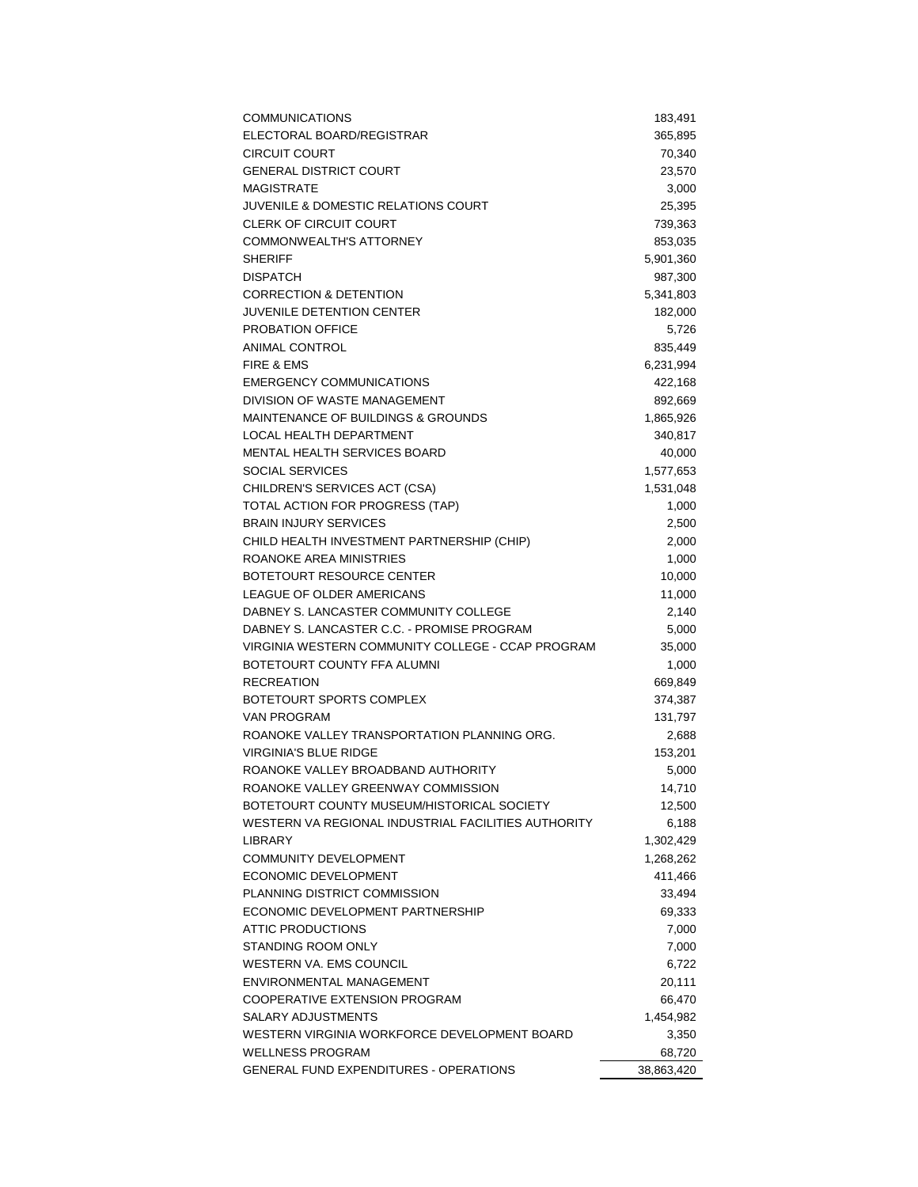| | |
|---|---|
| COMMUNICATIONS | 183,491 |
| ELECTORAL BOARD/REGISTRAR | 365,895 |
| CIRCUIT COURT | 70,340 |
| GENERAL DISTRICT COURT | 23,570 |
| MAGISTRATE | 3,000 |
| JUVENILE & DOMESTIC RELATIONS COURT | 25,395 |
| CLERK OF CIRCUIT COURT | 739,363 |
| COMMONWEALTH'S ATTORNEY | 853,035 |
| SHERIFF | 5,901,360 |
| DISPATCH | 987,300 |
| CORRECTION & DETENTION | 5,341,803 |
| JUVENILE DETENTION CENTER | 182,000 |
| PROBATION OFFICE | 5,726 |
| ANIMAL CONTROL | 835,449 |
| FIRE & EMS | 6,231,994 |
| EMERGENCY COMMUNICATIONS | 422,168 |
| DIVISION OF WASTE MANAGEMENT | 892,669 |
| MAINTENANCE OF BUILDINGS & GROUNDS | 1,865,926 |
| LOCAL HEALTH DEPARTMENT | 340,817 |
| MENTAL HEALTH SERVICES BOARD | 40,000 |
| SOCIAL SERVICES | 1,577,653 |
| CHILDREN'S SERVICES ACT (CSA) | 1,531,048 |
| TOTAL ACTION FOR PROGRESS (TAP) | 1,000 |
| BRAIN INJURY SERVICES | 2,500 |
| CHILD HEALTH INVESTMENT PARTNERSHIP (CHIP) | 2,000 |
| ROANOKE AREA MINISTRIES | 1,000 |
| BOTETOURT RESOURCE CENTER | 10,000 |
| LEAGUE OF OLDER AMERICANS | 11,000 |
| DABNEY S. LANCASTER COMMUNITY COLLEGE | 2,140 |
| DABNEY S. LANCASTER C.C. - PROMISE PROGRAM | 5,000 |
| VIRGINIA WESTERN COMMUNITY COLLEGE - CCAP PROGRAM | 35,000 |
| BOTETOURT COUNTY FFA ALUMNI | 1,000 |
| RECREATION | 669,849 |
| BOTETOURT SPORTS COMPLEX | 374,387 |
| VAN PROGRAM | 131,797 |
| ROANOKE VALLEY TRANSPORTATION PLANNING ORG. | 2,688 |
| VIRGINIA'S BLUE RIDGE | 153,201 |
| ROANOKE VALLEY BROADBAND AUTHORITY | 5,000 |
| ROANOKE VALLEY GREENWAY COMMISSION | 14,710 |
| BOTETOURT COUNTY MUSEUM/HISTORICAL SOCIETY | 12,500 |
| WESTERN VA REGIONAL INDUSTRIAL FACILITIES AUTHORITY | 6,188 |
| LIBRARY | 1,302,429 |
| COMMUNITY DEVELOPMENT | 1,268,262 |
| ECONOMIC DEVELOPMENT | 411,466 |
| PLANNING DISTRICT COMMISSION | 33,494 |
| ECONOMIC DEVELOPMENT PARTNERSHIP | 69,333 |
| ATTIC PRODUCTIONS | 7,000 |
| STANDING ROOM ONLY | 7,000 |
| WESTERN VA. EMS COUNCIL | 6,722 |
| ENVIRONMENTAL MANAGEMENT | 20,111 |
| COOPERATIVE EXTENSION PROGRAM | 66,470 |
| SALARY ADJUSTMENTS | 1,454,982 |
| WESTERN VIRGINIA WORKFORCE DEVELOPMENT BOARD | 3,350 |
| WELLNESS PROGRAM | 68,720 |
| GENERAL FUND EXPENDITURES - OPERATIONS | 38,863,420 |